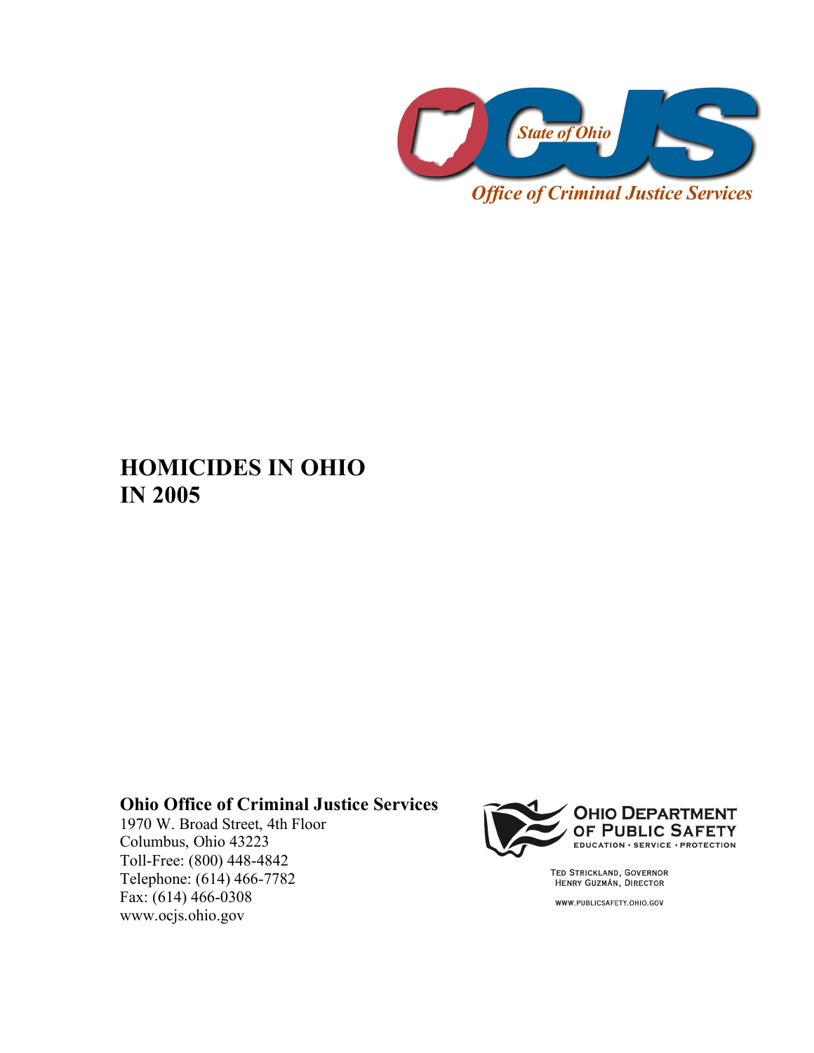OCJS

State of Ohio

Office of Criminal Justice Services

# HOMICIDES IN OHIO IN 2005

**Ohio Office of Criminal Justice Services**
1970 W. Broad Street, 4th Floor
Columbus, Ohio 43223
Toll-Free: (800) 448-4842
Telephone: (614) 466-7782
Fax: (614) 466-0308
www.ocjs.ohio.gov

OHIO DEPARTMENT OF PUBLIC SAFETY
EDUCATION • SERVICE • PROTECTION

TED STRICKLAND, GOVERNOR
HENRY GUZMÁN, DIRECTOR

WWW.PUBLICSAFETY.OHIO.GOV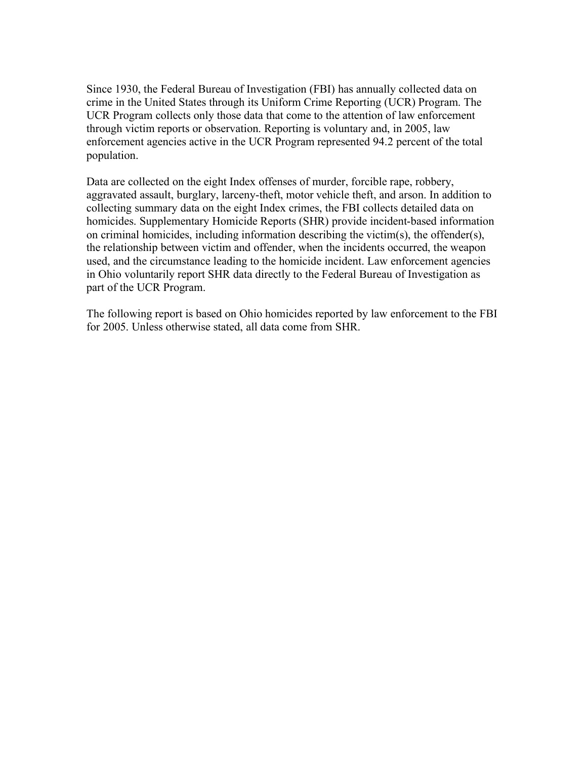Since 1930, the Federal Bureau of Investigation (FBI) has annually collected data on crime in the United States through its Uniform Crime Reporting (UCR) Program. The UCR Program collects only those data that come to the attention of law enforcement through victim reports or observation. Reporting is voluntary and, in 2005, law enforcement agencies active in the UCR Program represented 94.2 percent of the total population.

Data are collected on the eight Index offenses of murder, forcible rape, robbery, aggravated assault, burglary, larceny-theft, motor vehicle theft, and arson. In addition to collecting summary data on the eight Index crimes, the FBI collects detailed data on homicides. Supplementary Homicide Reports (SHR) provide incident-based information on criminal homicides, including information describing the victim(s), the offender(s), the relationship between victim and offender, when the incidents occurred, the weapon used, and the circumstance leading to the homicide incident. Law enforcement agencies in Ohio voluntarily report SHR data directly to the Federal Bureau of Investigation as part of the UCR Program.

The following report is based on Ohio homicides reported by law enforcement to the FBI for 2005. Unless otherwise stated, all data come from SHR.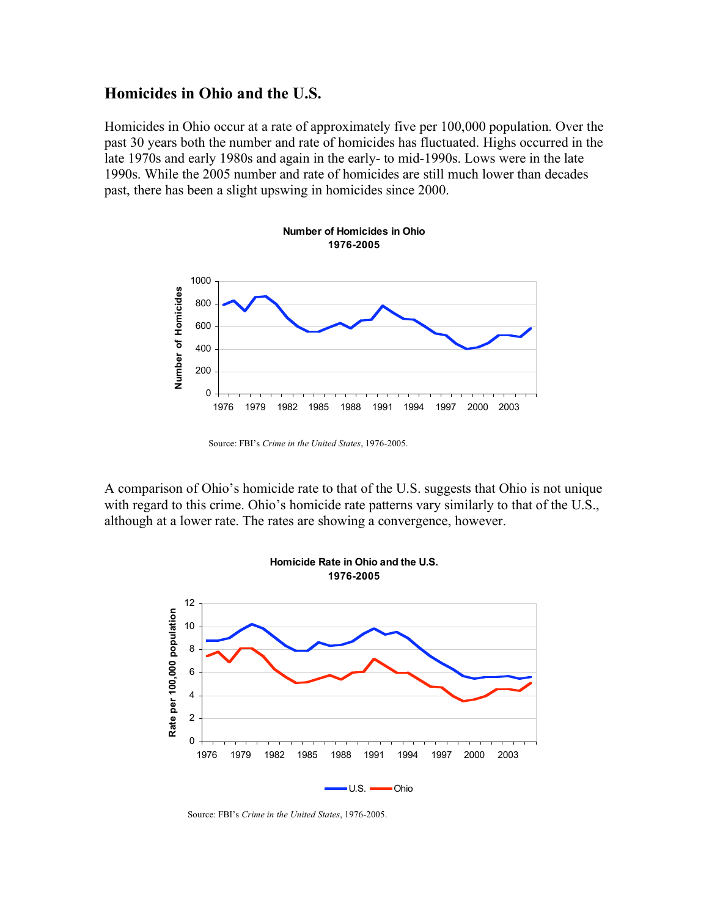## Homicides in Ohio and the U.S.

Homicides in Ohio occur at a rate of approximately five per 100,000 population. Over the past 30 years both the number and rate of homicides has fluctuated. Highs occurred in the late 1970s and early 1980s and again in the early- to mid-1990s. Lows were in the late 1990s. While the 2005 number and rate of homicides are still much lower than decades past, there has been a slight upswing in homicides since 2000.

**Number of Homicides in Ohio 1976-2005**

Source: FBI's *Crime in the United States*, 1976-2005.

A comparison of Ohio's homicide rate to that of the U.S. suggests that Ohio is not unique with regard to this crime. Ohio's homicide rate patterns vary similarly to that of the U.S., although at a lower rate. The rates are showing a convergence, however.

**Homicide Rate in Ohio and the U.S. 1976-2005**

Source: FBI's *Crime in the United States*, 1976-2005.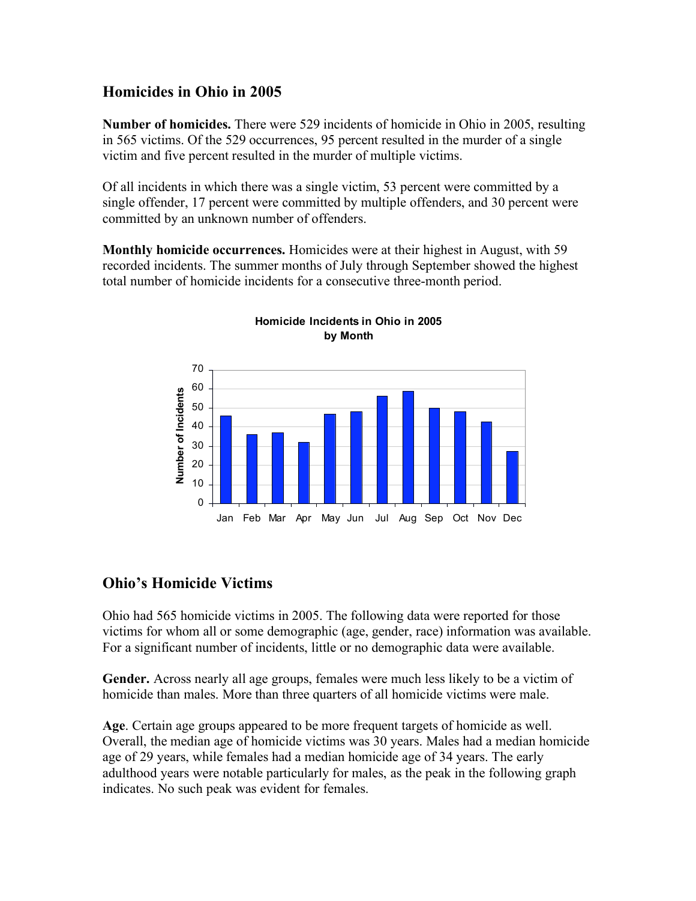## Homicides in Ohio in 2005

**Number of homicides.** There were 529 incidents of homicide in Ohio in 2005, resulting in 565 victims. Of the 529 occurrences, 95 percent resulted in the murder of a single victim and five percent resulted in the murder of multiple victims.

Of all incidents in which there was a single victim, 53 percent were committed by a single offender, 17 percent were committed by multiple offenders, and 30 percent were committed by an unknown number of offenders.

**Monthly homicide occurrences.** Homicides were at their highest in August, with 59 recorded incidents. The summer months of July through September showed the highest total number of homicide incidents for a consecutive three-month period.

**Homicide Incidents in Ohio in 2005 by Month**

## Ohio's Homicide Victims

Ohio had 565 homicide victims in 2005. The following data were reported for those victims for whom all or some demographic (age, gender, race) information was available. For a significant number of incidents, little or no demographic data were available.

**Gender.** Across nearly all age groups, females were much less likely to be a victim of homicide than males. More than three quarters of all homicide victims were male.

**Age**. Certain age groups appeared to be more frequent targets of homicide as well. Overall, the median age of homicide victims was 30 years. Males had a median homicide age of 29 years, while females had a median homicide age of 34 years. The early adulthood years were notable particularly for males, as the peak in the following graph indicates. No such peak was evident for females.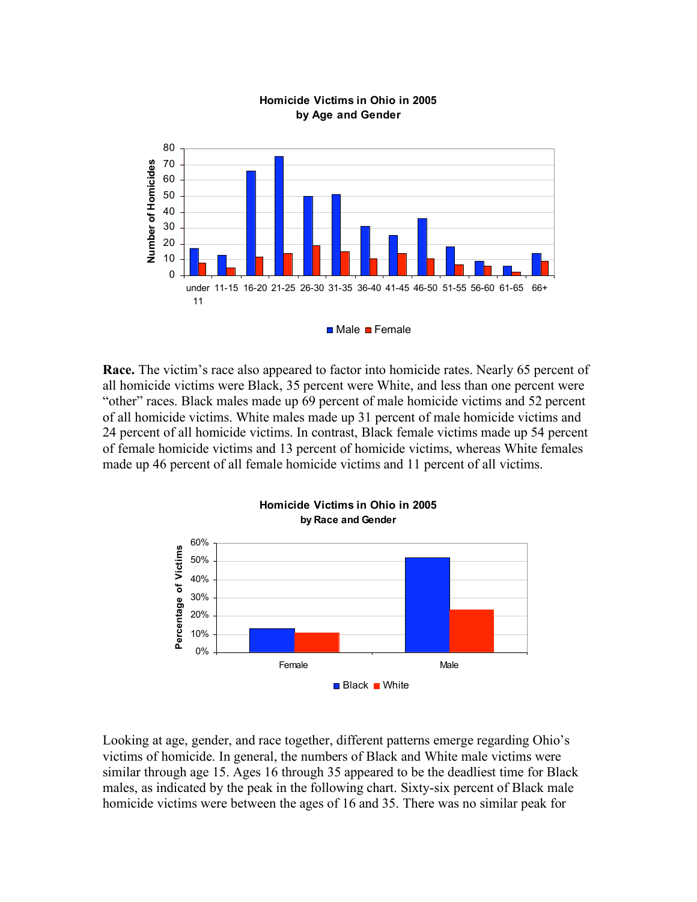**Homicide Victims in Ohio in 2005**
**by Age and Gender**

**Race.** The victim's race also appeared to factor into homicide rates. Nearly 65 percent of all homicide victims were Black, 35 percent were White, and less than one percent were "other" races. Black males made up 69 percent of male homicide victims and 52 percent of all homicide victims. White males made up 31 percent of male homicide victims and 24 percent of all homicide victims. In contrast, Black female victims made up 54 percent of female homicide victims and 13 percent of homicide victims, whereas White females made up 46 percent of all female homicide victims and 11 percent of all victims.

**Homicide Victims in Ohio in 2005**
**by Race and Gender**

Looking at age, gender, and race together, different patterns emerge regarding Ohio's victims of homicide. In general, the numbers of Black and White male victims were similar through age 15. Ages 16 through 35 appeared to be the deadliest time for Black males, as indicated by the peak in the following chart. Sixty-six percent of Black male homicide victims were between the ages of 16 and 35. There was no similar peak for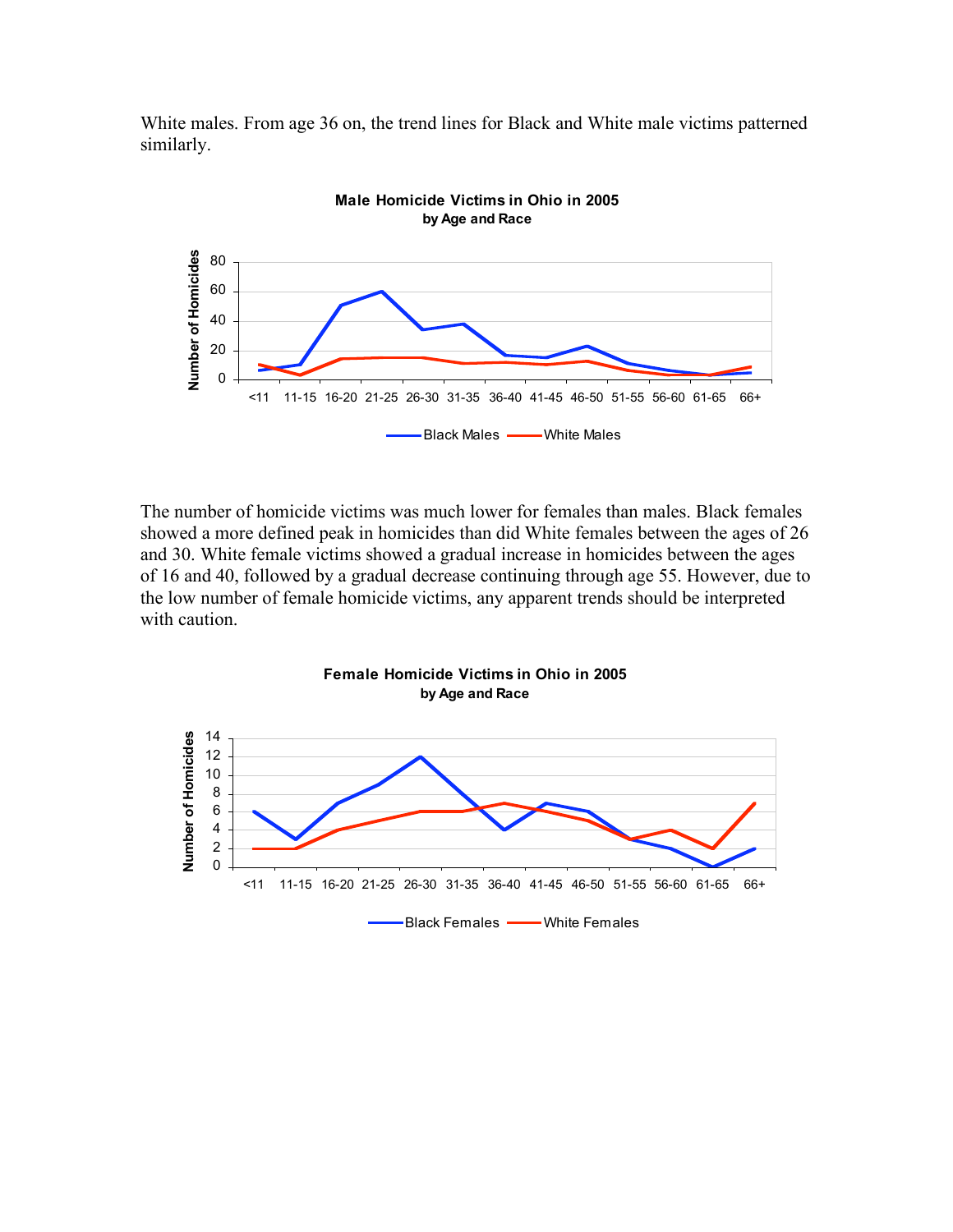White males. From age 36 on, the trend lines for Black and White male victims patterned similarly.

**Male Homicide Victims in Ohio in 2005**
**by Age and Race**

The number of homicide victims was much lower for females than males. Black females showed a more defined peak in homicides than did White females between the ages of 26 and 30. White female victims showed a gradual increase in homicides between the ages of 16 and 40, followed by a gradual decrease continuing through age 55. However, due to the low number of female homicide victims, any apparent trends should be interpreted with caution.

**Female Homicide Victims in Ohio in 2005**
**by Age and Race**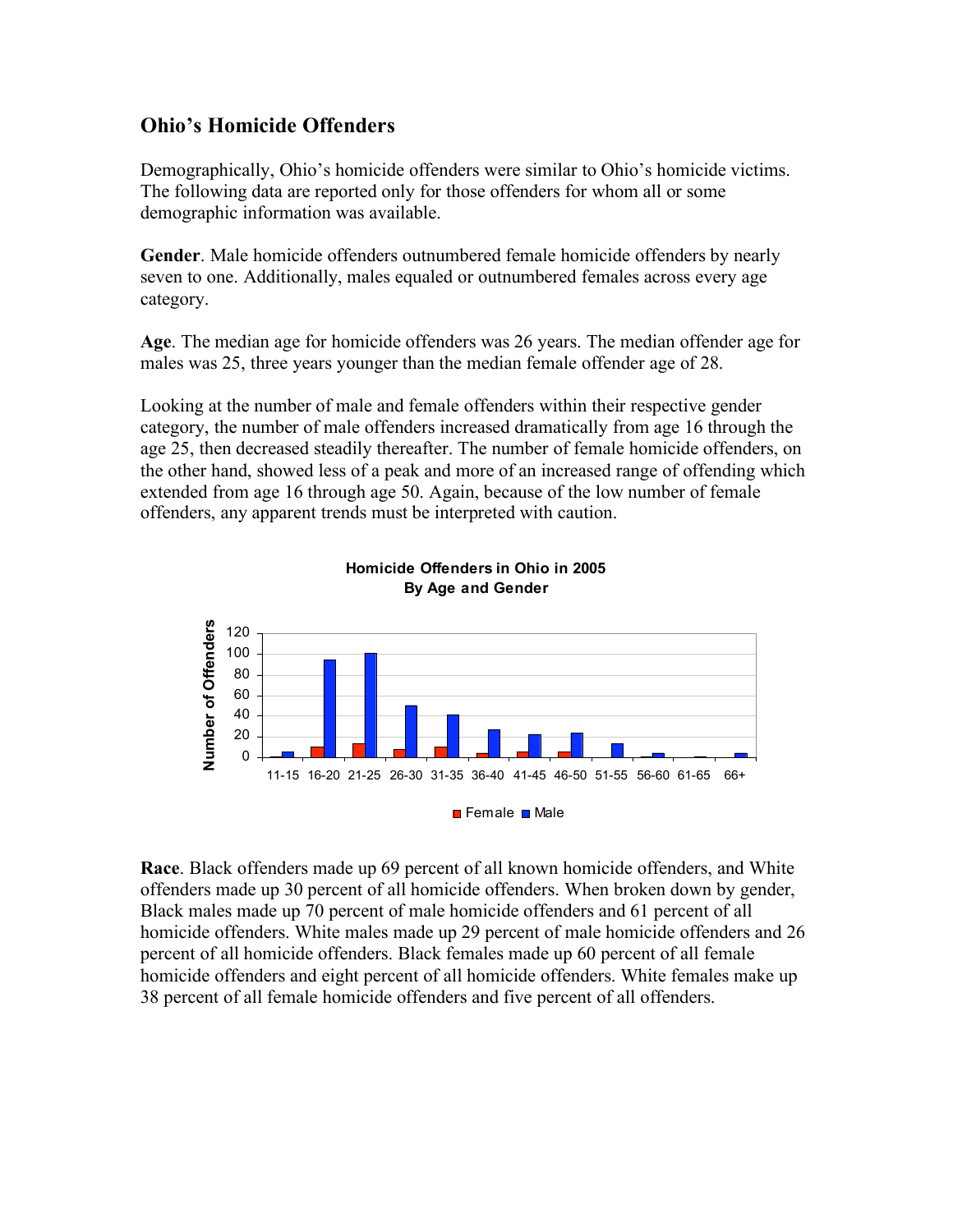## Ohio's Homicide Offenders

Demographically, Ohio's homicide offenders were similar to Ohio's homicide victims. The following data are reported only for those offenders for whom all or some demographic information was available.

**Gender**. Male homicide offenders outnumbered female homicide offenders by nearly seven to one. Additionally, males equaled or outnumbered females across every age category.

**Age**. The median age for homicide offenders was 26 years. The median offender age for males was 25, three years younger than the median female offender age of 28.

Looking at the number of male and female offenders within their respective gender category, the number of male offenders increased dramatically from age 16 through the age 25, then decreased steadily thereafter. The number of female homicide offenders, on the other hand, showed less of a peak and more of an increased range of offending which extended from age 16 through age 50. Again, because of the low number of female offenders, any apparent trends must be interpreted with caution.

**Homicide Offenders in Ohio in 2005**
**By Age and Gender**

**Race**. Black offenders made up 69 percent of all known homicide offenders, and White offenders made up 30 percent of all homicide offenders. When broken down by gender, Black males made up 70 percent of male homicide offenders and 61 percent of all homicide offenders. White males made up 29 percent of male homicide offenders and 26 percent of all homicide offenders. Black females made up 60 percent of all female homicide offenders and eight percent of all homicide offenders. White females make up 38 percent of all female homicide offenders and five percent of all offenders.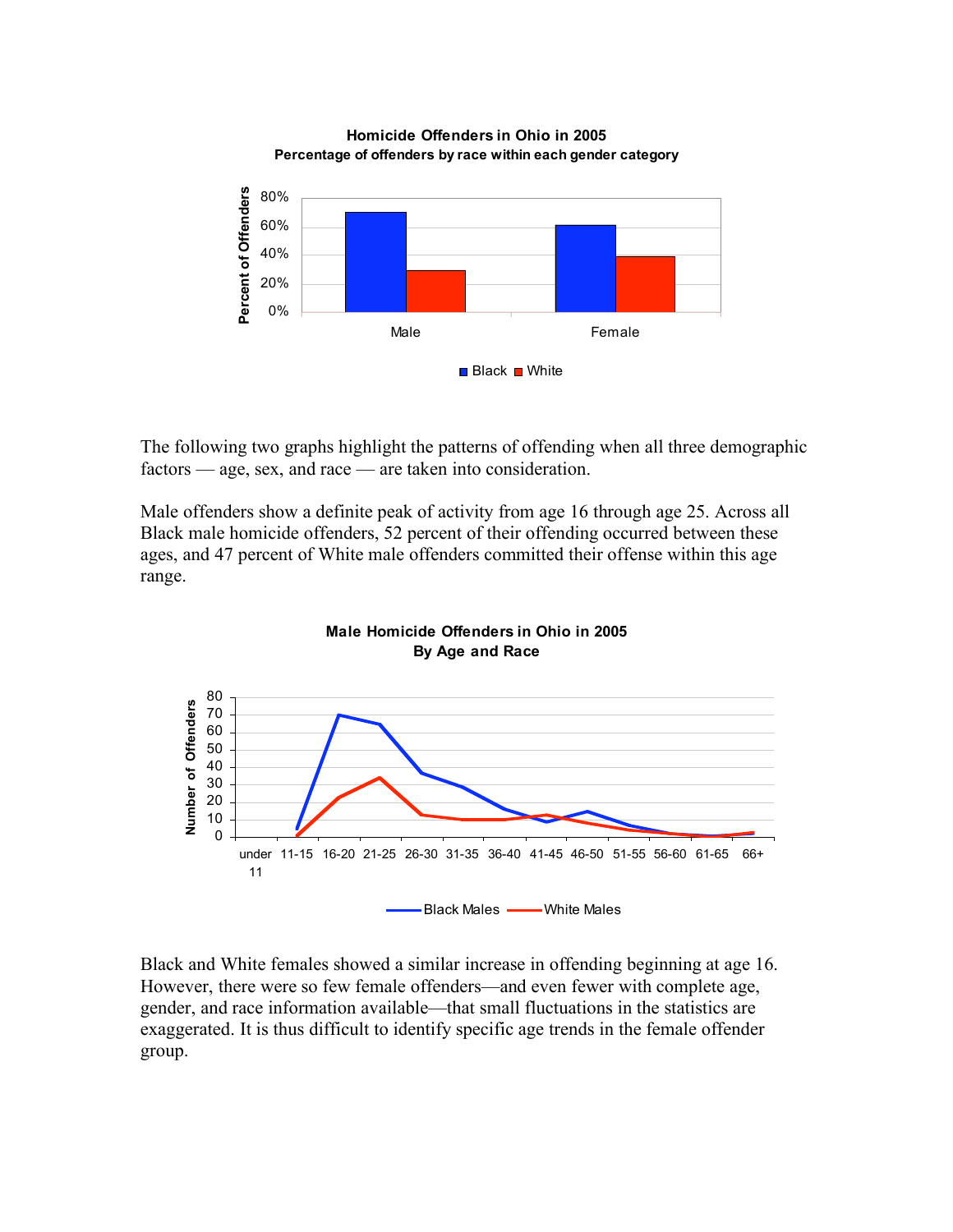**Homicide Offenders in Ohio in 2005**
**Percentage of offenders by race within each gender category**

The following two graphs highlight the patterns of offending when all three demographic factors — age, sex, and race — are taken into consideration.

Male offenders show a definite peak of activity from age 16 through age 25. Across all Black male homicide offenders, 52 percent of their offending occurred between these ages, and 47 percent of White male offenders committed their offense within this age range.

**Male Homicide Offenders in Ohio in 2005**
**By Age and Race**

Black and White females showed a similar increase in offending beginning at age 16. However, there were so few female offenders—and even fewer with complete age, gender, and race information available—that small fluctuations in the statistics are exaggerated. It is thus difficult to identify specific age trends in the female offender group.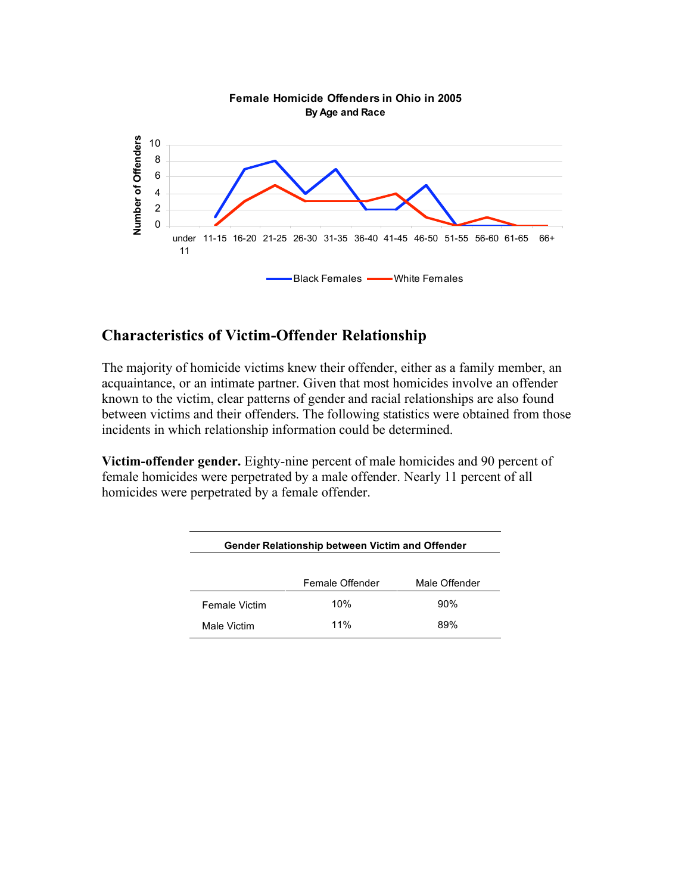**Female Homicide Offenders in Ohio in 2005**
**By Age and Race**

| Age | Black Females | White Females |
|---|---|---|
| under 11 | | |
| 11-15 | 1 | 0 |
| 16-20 | 7 | 3 |
| 21-25 | 8 | 5 |
| 26-30 | 4 | 3 |
| 31-35 | 7 | 3 |
| 36-40 | 2 | 3 |
| 41-45 | 2 | 4 |
| 46-50 | 5 | 1 |
| 51-55 | 0 | 0 |
| 56-60 | 0 | 1 |
| 61-65 | 0 | 0 |
| 66+ | 0 | 0 |

## Characteristics of Victim-Offender Relationship

The majority of homicide victims knew their offender, either as a family member, an acquaintance, or an intimate partner. Given that most homicides involve an offender known to the victim, clear patterns of gender and racial relationships are also found between victims and their offenders. The following statistics were obtained from those incidents in which relationship information could be determined.

**Victim-offender gender.** Eighty-nine percent of male homicides and 90 percent of female homicides were perpetrated by a male offender. Nearly 11 percent of all homicides were perpetrated by a female offender.

**Gender Relationship between Victim and Offender**

| | Female Offender | Male Offender |
|---|---|---|
| Female Victim | 10% | 90% |
| Male Victim | 11% | 89% |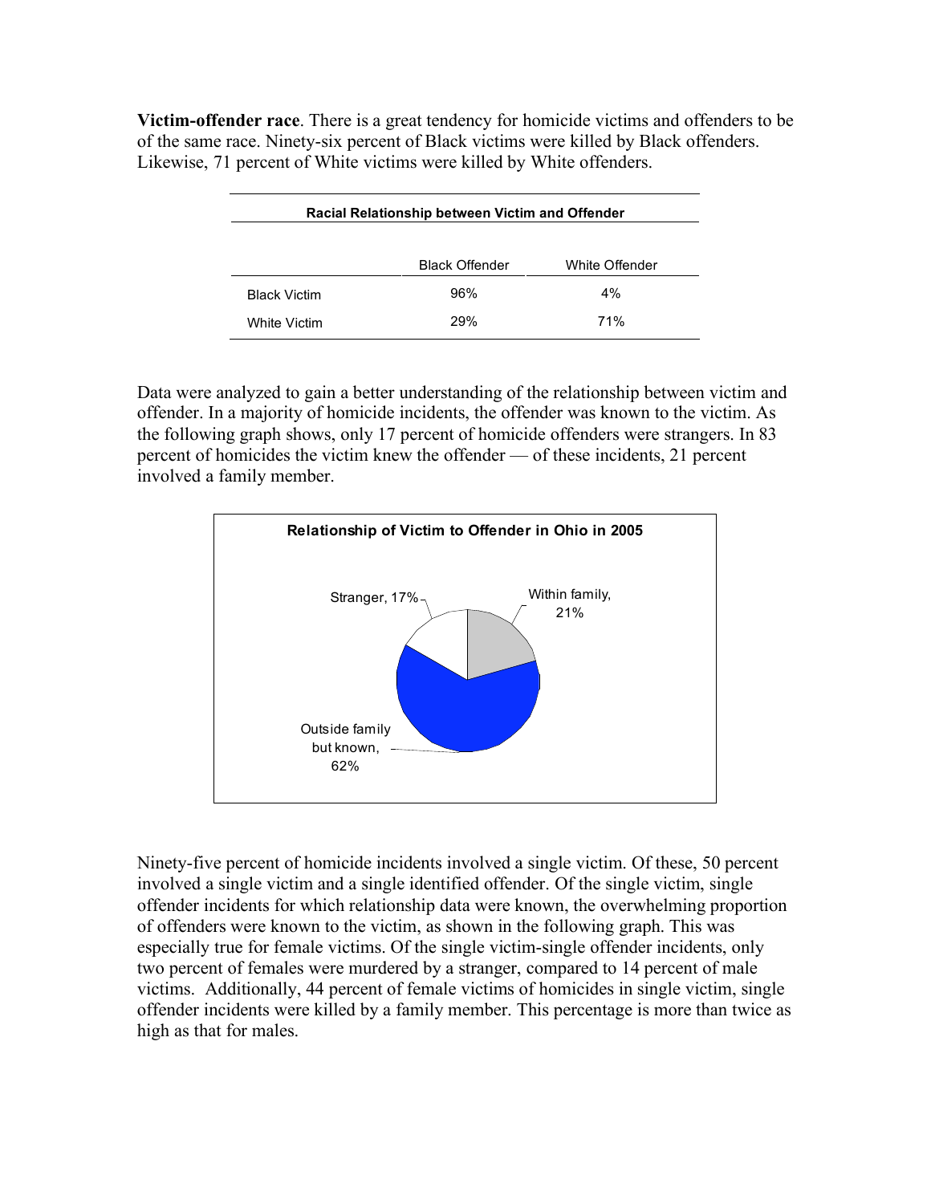**Victim-offender race**. There is a great tendency for homicide victims and offenders to be of the same race. Ninety-six percent of Black victims were killed by Black offenders. Likewise, 71 percent of White victims were killed by White offenders.

**Racial Relationship between Victim and Offender**

| | Black Offender | White Offender |
|---|---|---|
| Black Victim | 96% | 4% |
| White Victim | 29% | 71% |

Data were analyzed to gain a better understanding of the relationship between victim and offender. In a majority of homicide incidents, the offender was known to the victim. As the following graph shows, only 17 percent of homicide offenders were strangers. In 83 percent of homicides the victim knew the offender — of these incidents, 21 percent involved a family member.

**Relationship of Victim to Offender in Ohio in 2005**

Stranger, 17%

Within family, 21%

Outside family but known, 62%

Ninety-five percent of homicide incidents involved a single victim. Of these, 50 percent involved a single victim and a single identified offender. Of the single victim, single offender incidents for which relationship data were known, the overwhelming proportion of offenders were known to the victim, as shown in the following graph. This was especially true for female victims. Of the single victim-single offender incidents, only two percent of females were murdered by a stranger, compared to 14 percent of male victims. Additionally, 44 percent of female victims of homicides in single victim, single offender incidents were killed by a family member. This percentage is more than twice as high as that for males.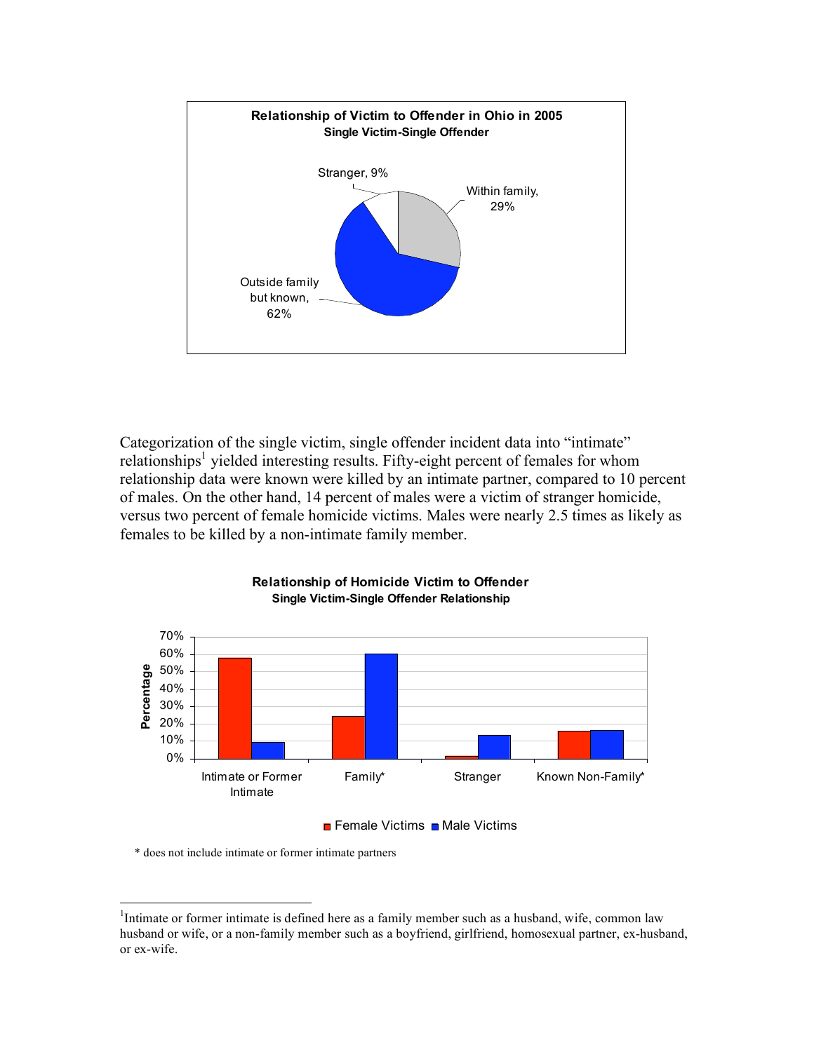**Relationship of Victim to Offender in Ohio in 2005**
**Single Victim-Single Offender**

Stranger, 9%

Within family, 29%

Outside family but known, 62%

Categorization of the single victim, single offender incident data into "intimate" relationships[1] yielded interesting results. Fifty-eight percent of females for whom relationship data were known were killed by an intimate partner, compared to 10 percent of males. On the other hand, 14 percent of males were a victim of stranger homicide, versus two percent of female homicide victims. Males were nearly 2.5 times as likely as females to be killed by a non-intimate family member.

**Relationship of Homicide Victim to Offender**
**Single Victim-Single Offender Relationship**

Percentage: 0%, 10%, 20%, 30%, 40%, 50%, 60%, 70%

Intimate or Former Intimate | Family* | Stranger | Known Non-Family*

Female Victims | Male Victims

\* does not include intimate or former intimate partners

[1] Intimate or former intimate is defined here as a family member such as a husband, wife, common law husband or wife, or a non-family member such as a boyfriend, girlfriend, homosexual partner, ex-husband, or ex-wife.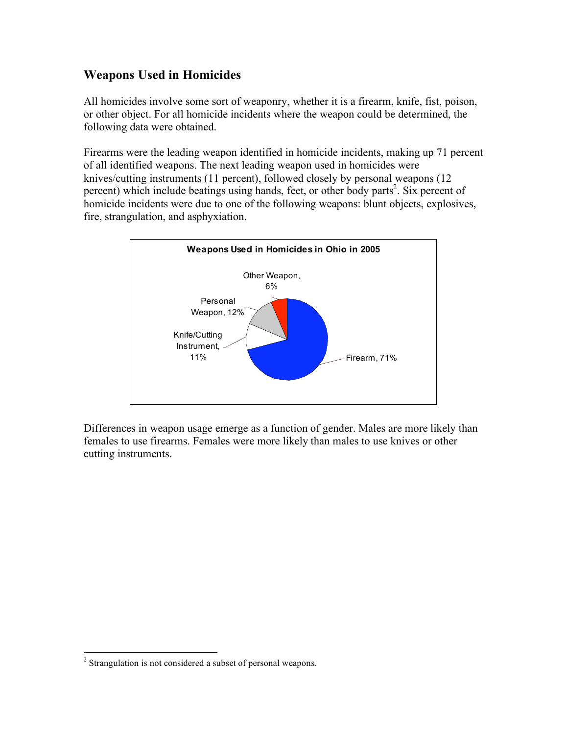## Weapons Used in Homicides

All homicides involve some sort of weaponry, whether it is a firearm, knife, fist, poison, or other object. For all homicide incidents where the weapon could be determined, the following data were obtained.

Firearms were the leading weapon identified in homicide incidents, making up 71 percent of all identified weapons. The next leading weapon used in homicides were knives/cutting instruments (11 percent), followed closely by personal weapons (12 percent) which include beatings using hands, feet, or other body parts[2]. Six percent of homicide incidents were due to one of the following weapons: blunt objects, explosives, fire, strangulation, and asphyxiation.

**Weapons Used in Homicides in Ohio in 2005**

| Weapon | Percent |
|---|---|
| Firearm | 71% |
| Knife/Cutting Instrument | 11% |
| Personal Weapon | 12% |
| Other Weapon | 6% |

Differences in weapon usage emerge as a function of gender. Males are more likely than females to use firearms. Females were more likely than males to use knives or other cutting instruments.

[2] Strangulation is not considered a subset of personal weapons.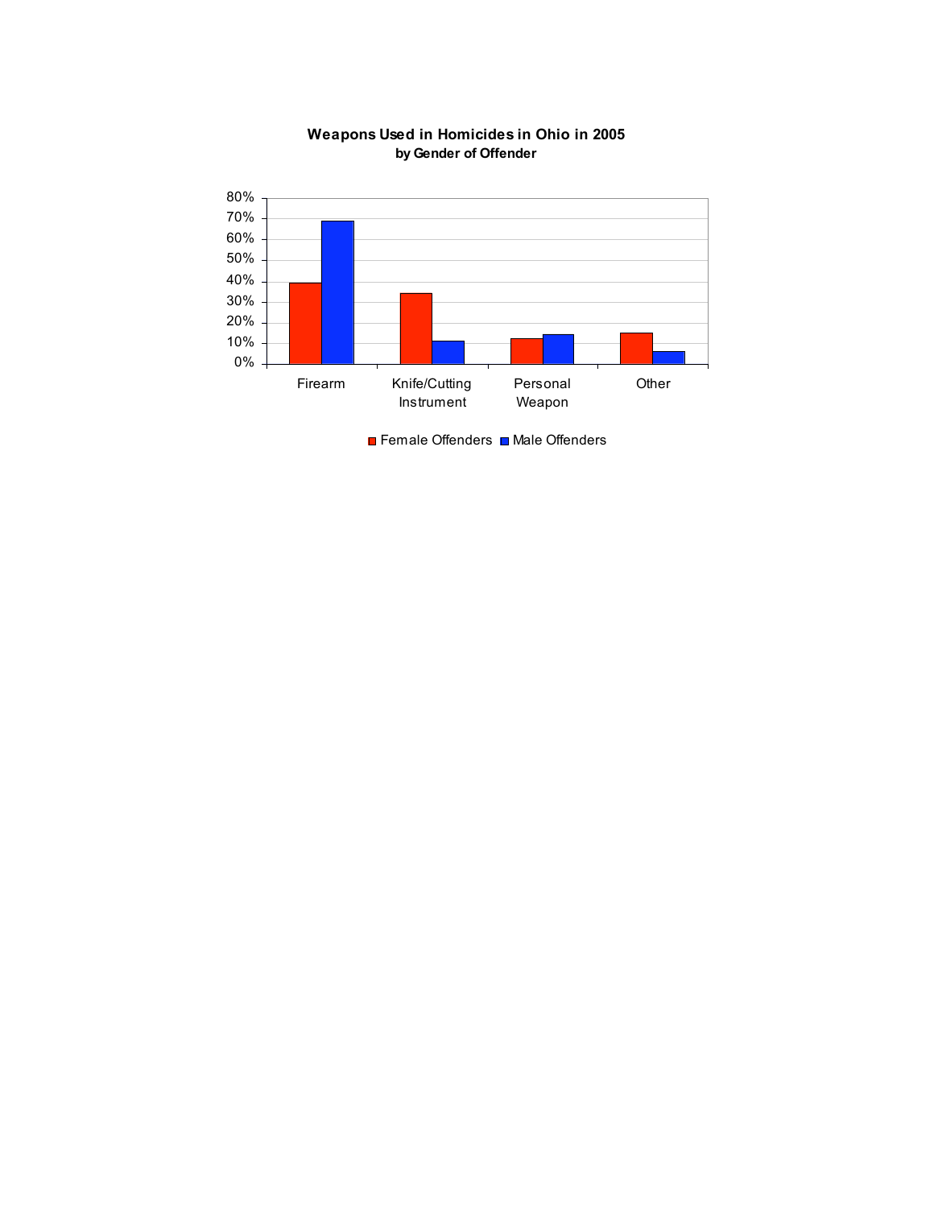**Weapons Used in Homicides in Ohio in 2005**
**by Gender of Offender**

80%
70%
60%
50%
40%
30%
20%
10%
0%

Firearm
Knife/Cutting Instrument
Personal Weapon
Other

Female Offenders
Male Offenders